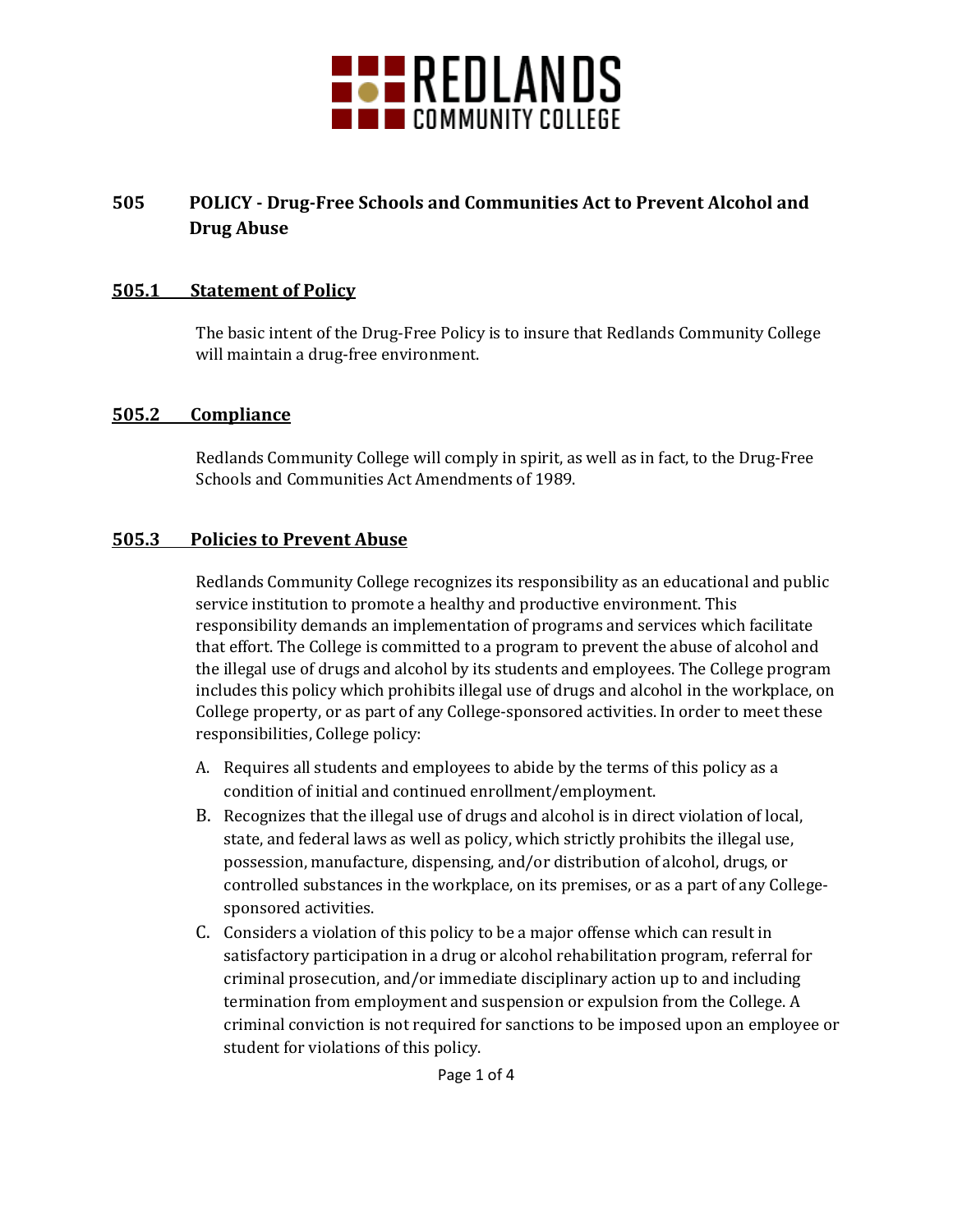# REDLANDS COMMUNITY COLLEGE

## 505 POLICY - Drug-Free Schools and Communities Act to Prevent Alcohol and Drug Abuse

### 505.1 Statement of Policy

The basic intent of the Drug-Free Policy is to insure that Redlands Community College will maintain a drug-free environment.

### 505.2 Compliance

Redlands Community College will comply in spirit, as well as in fact, to the Drug-Free Schools and Communities Act Amendments of 1989.

### 505.3 Policies to Prevent Abuse

Redlands Community College recognizes its responsibility as an educational and public service institution to promote a healthy and productive environment. This responsibility demands an implementation of programs and services which facilitate that effort. The College is committed to a program to prevent the abuse of alcohol and the illegal use of drugs and alcohol by its students and employees. The College program includes this policy which prohibits illegal use of drugs and alcohol in the workplace, on College property, or as part of any College-sponsored activities. In order to meet these responsibilities, College policy:

A. Requires all students and employees to abide by the terms of this policy as a condition of initial and continued enrollment/employment.
B. Recognizes that the illegal use of drugs and alcohol is in direct violation of local, state, and federal laws as well as policy, which strictly prohibits the illegal use, possession, manufacture, dispensing, and/or distribution of alcohol, drugs, or controlled substances in the workplace, on its premises, or as a part of any College-sponsored activities.
C. Considers a violation of this policy to be a major offense which can result in satisfactory participation in a drug or alcohol rehabilitation program, referral for criminal prosecution, and/or immediate disciplinary action up to and including termination from employment and suspension or expulsion from the College. A criminal conviction is not required for sanctions to be imposed upon an employee or student for violations of this policy.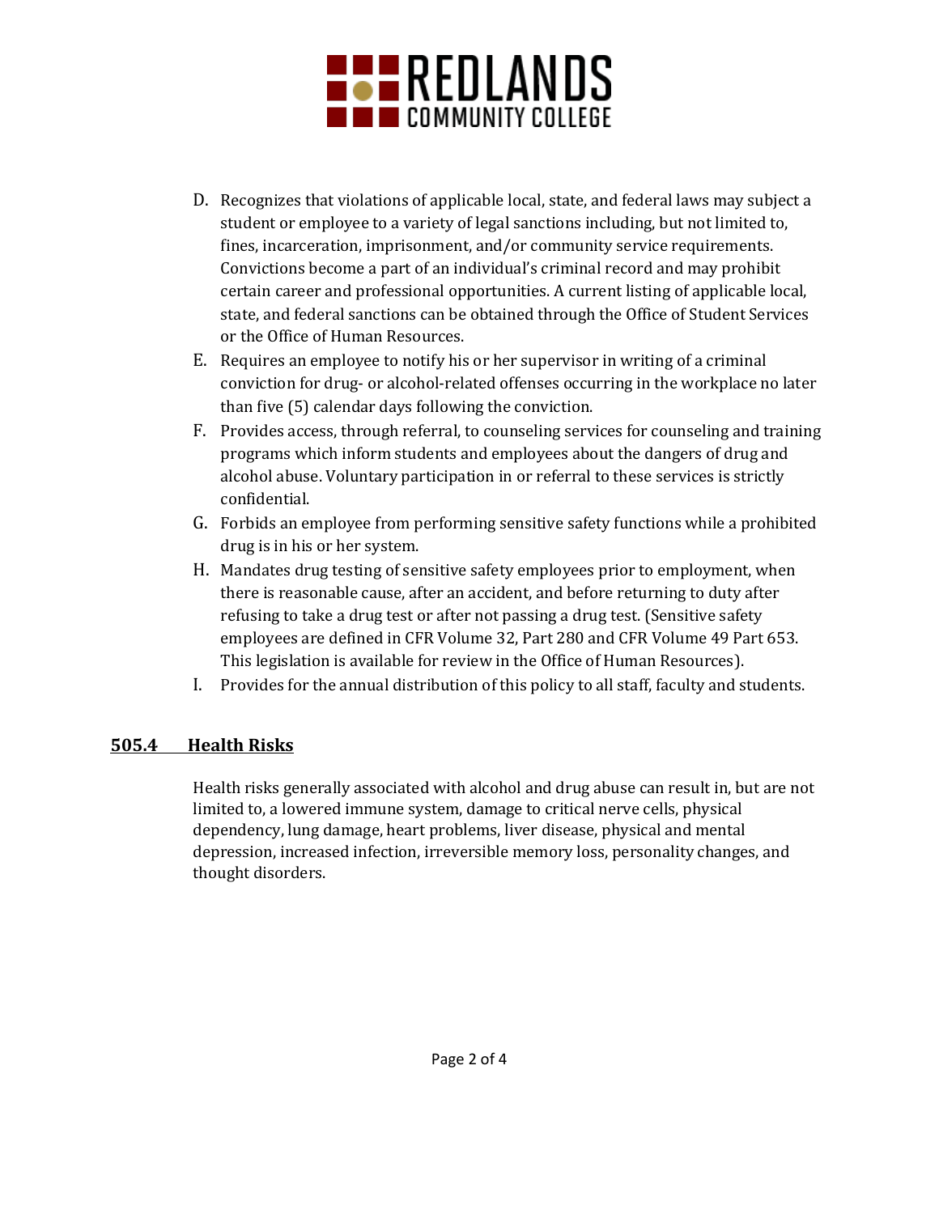D. Recognizes that violations of applicable local, state, and federal laws may subject a student or employee to a variety of legal sanctions including, but not limited to, fines, incarceration, imprisonment, and/or community service requirements. Convictions become a part of an individual's criminal record and may prohibit certain career and professional opportunities. A current listing of applicable local, state, and federal sanctions can be obtained through the Office of Student Services or the Office of Human Resources.

E. Requires an employee to notify his or her supervisor in writing of a criminal conviction for drug- or alcohol-related offenses occurring in the workplace no later than five (5) calendar days following the conviction.

F. Provides access, through referral, to counseling services for counseling and training programs which inform students and employees about the dangers of drug and alcohol abuse. Voluntary participation in or referral to these services is strictly confidential.

G. Forbids an employee from performing sensitive safety functions while a prohibited drug is in his or her system.

H. Mandates drug testing of sensitive safety employees prior to employment, when there is reasonable cause, after an accident, and before returning to duty after refusing to take a drug test or after not passing a drug test. (Sensitive safety employees are defined in CFR Volume 32, Part 280 and CFR Volume 49 Part 653. This legislation is available for review in the Office of Human Resources).

I. Provides for the annual distribution of this policy to all staff, faculty and students.

## 505.4 Health Risks

Health risks generally associated with alcohol and drug abuse can result in, but are not limited to, a lowered immune system, damage to critical nerve cells, physical dependency, lung damage, heart problems, liver disease, physical and mental depression, increased infection, irreversible memory loss, personality changes, and thought disorders.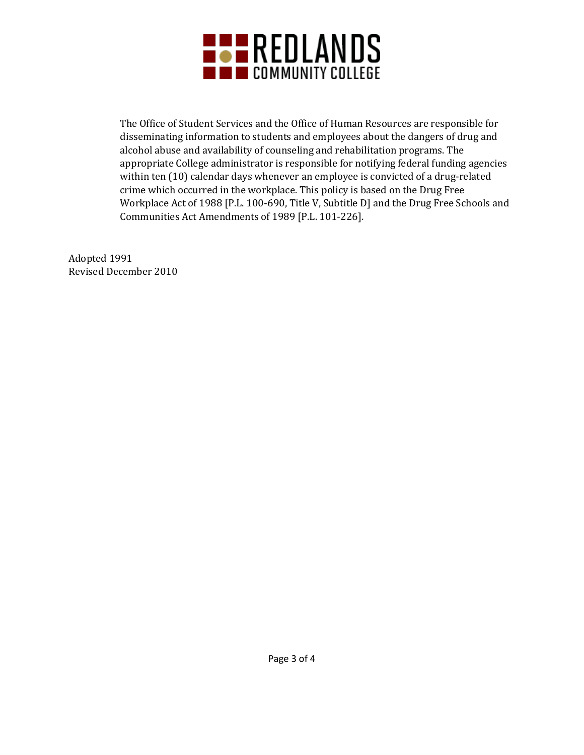The Office of Student Services and the Office of Human Resources are responsible for disseminating information to students and employees about the dangers of drug and alcohol abuse and availability of counseling and rehabilitation programs. The appropriate College administrator is responsible for notifying federal funding agencies within ten (10) calendar days whenever an employee is convicted of a drug-related crime which occurred in the workplace. This policy is based on the Drug Free Workplace Act of 1988 [P.L. 100-690, Title V, Subtitle D] and the Drug Free Schools and Communities Act Amendments of 1989 [P.L. 101-226].

Adopted 1991
Revised December 2010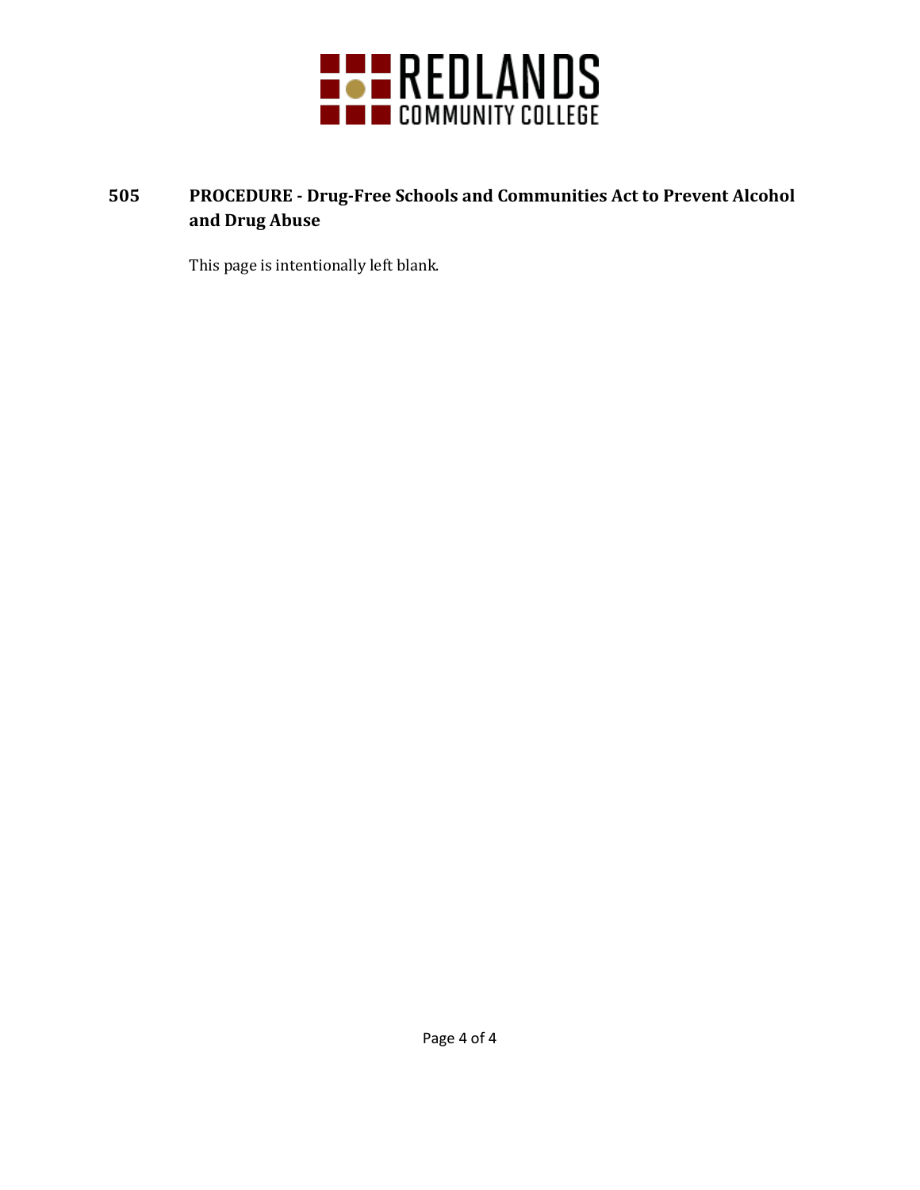# 505 PROCEDURE - Drug-Free Schools and Communities Act to Prevent Alcohol and Drug Abuse

This page is intentionally left blank.